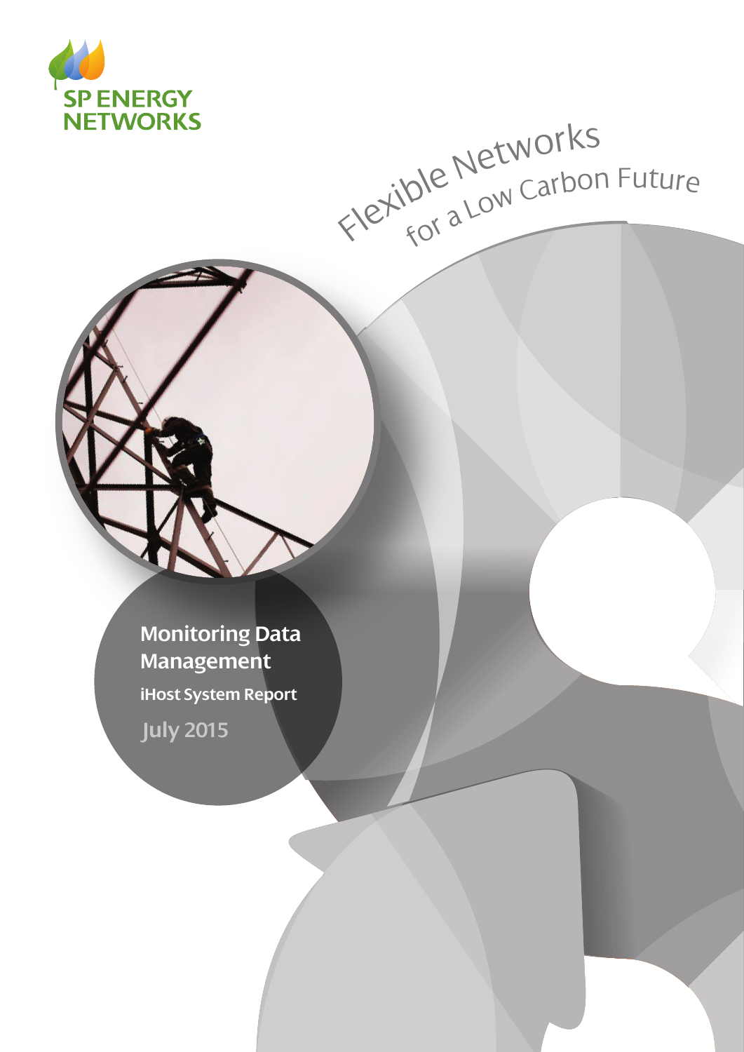SP ENERGY NETWORKS

Flexible Networks for a Low Carbon Future

# Monitoring Data Management

## iHost System Report

July 2015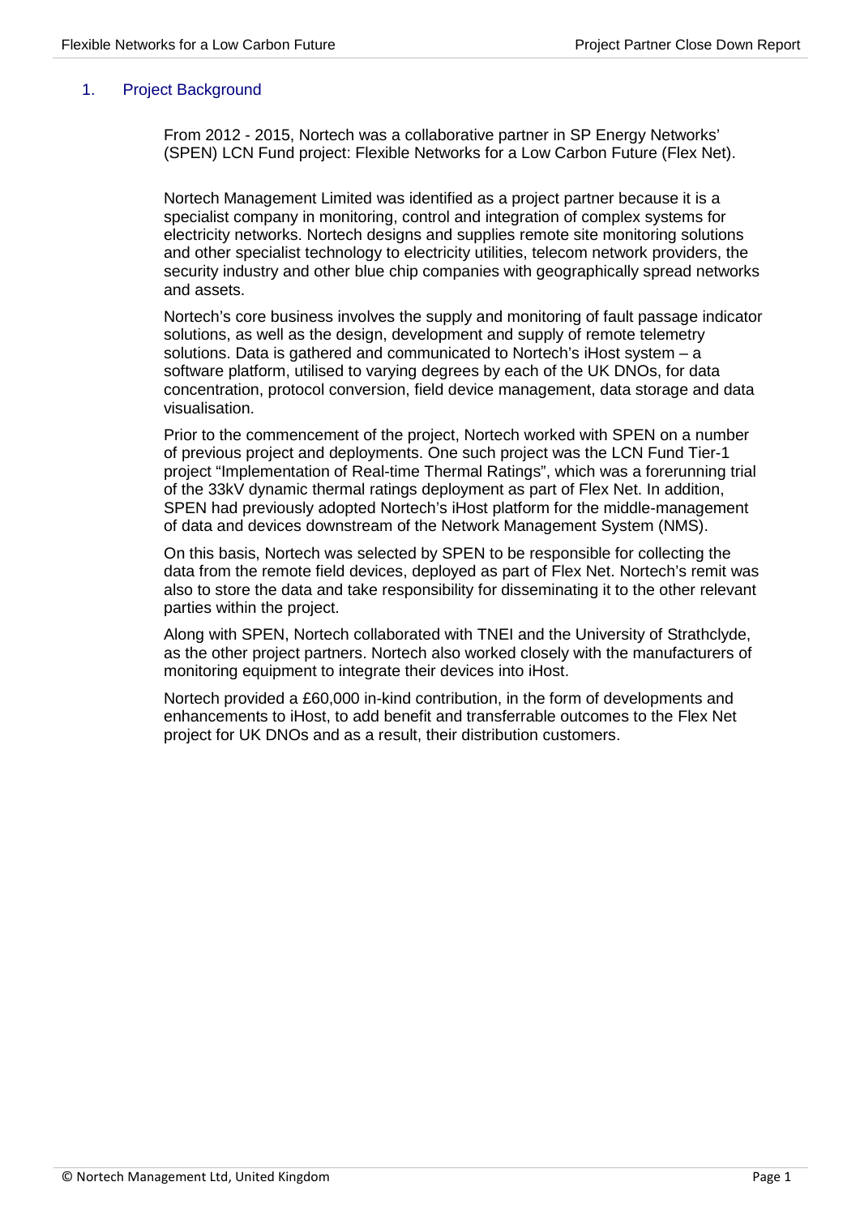## 1. Project Background

From 2012 - 2015, Nortech was a collaborative partner in SP Energy Networks' (SPEN) LCN Fund project: Flexible Networks for a Low Carbon Future (Flex Net).

Nortech Management Limited was identified as a project partner because it is a specialist company in monitoring, control and integration of complex systems for electricity networks. Nortech designs and supplies remote site monitoring solutions and other specialist technology to electricity utilities, telecom network providers, the security industry and other blue chip companies with geographically spread networks and assets.

Nortech's core business involves the supply and monitoring of fault passage indicator solutions, as well as the design, development and supply of remote telemetry solutions. Data is gathered and communicated to Nortech's iHost system – a software platform, utilised to varying degrees by each of the UK DNOs, for data concentration, protocol conversion, field device management, data storage and data visualisation.

Prior to the commencement of the project, Nortech worked with SPEN on a number of previous project and deployments. One such project was the LCN Fund Tier-1 project "Implementation of Real-time Thermal Ratings", which was a forerunning trial of the 33kV dynamic thermal ratings deployment as part of Flex Net. In addition, SPEN had previously adopted Nortech's iHost platform for the middle-management of data and devices downstream of the Network Management System (NMS).

On this basis, Nortech was selected by SPEN to be responsible for collecting the data from the remote field devices, deployed as part of Flex Net. Nortech's remit was also to store the data and take responsibility for disseminating it to the other relevant parties within the project.

Along with SPEN, Nortech collaborated with TNEI and the University of Strathclyde, as the other project partners. Nortech also worked closely with the manufacturers of monitoring equipment to integrate their devices into iHost.

Nortech provided a £60,000 in-kind contribution, in the form of developments and enhancements to iHost, to add benefit and transferrable outcomes to the Flex Net project for UK DNOs and as a result, their distribution customers.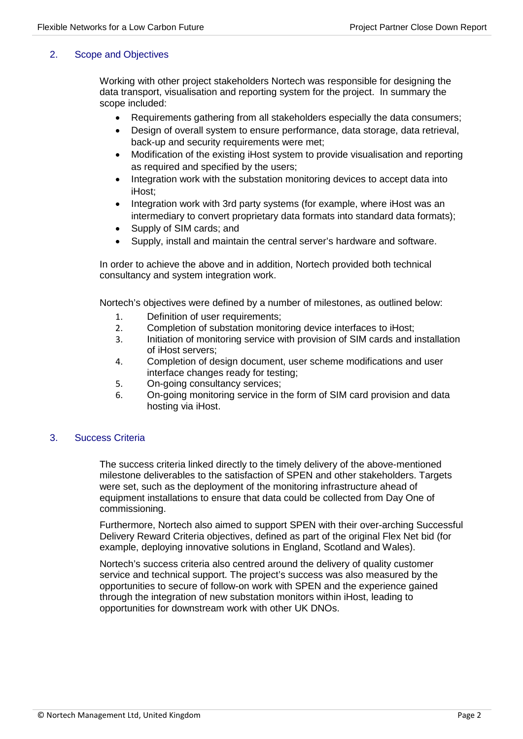## 2. Scope and Objectives

Working with other project stakeholders Nortech was responsible for designing the data transport, visualisation and reporting system for the project. In summary the scope included:

- Requirements gathering from all stakeholders especially the data consumers;
- Design of overall system to ensure performance, data storage, data retrieval, back-up and security requirements were met;
- Modification of the existing iHost system to provide visualisation and reporting as required and specified by the users;
- Integration work with the substation monitoring devices to accept data into iHost;
- Integration work with 3rd party systems (for example, where iHost was an intermediary to convert proprietary data formats into standard data formats);
- Supply of SIM cards; and
- Supply, install and maintain the central server's hardware and software.

In order to achieve the above and in addition, Nortech provided both technical consultancy and system integration work.

Nortech's objectives were defined by a number of milestones, as outlined below:

1. Definition of user requirements;
2. Completion of substation monitoring device interfaces to iHost;
3. Initiation of monitoring service with provision of SIM cards and installation of iHost servers;
4. Completion of design document, user scheme modifications and user interface changes ready for testing;
5. On-going consultancy services;
6. On-going monitoring service in the form of SIM card provision and data hosting via iHost.

## 3. Success Criteria

The success criteria linked directly to the timely delivery of the above-mentioned milestone deliverables to the satisfaction of SPEN and other stakeholders. Targets were set, such as the deployment of the monitoring infrastructure ahead of equipment installations to ensure that data could be collected from Day One of commissioning.

Furthermore, Nortech also aimed to support SPEN with their over-arching Successful Delivery Reward Criteria objectives, defined as part of the original Flex Net bid (for example, deploying innovative solutions in England, Scotland and Wales).

Nortech's success criteria also centred around the delivery of quality customer service and technical support. The project's success was also measured by the opportunities to secure of follow-on work with SPEN and the experience gained through the integration of new substation monitors within iHost, leading to opportunities for downstream work with other UK DNOs.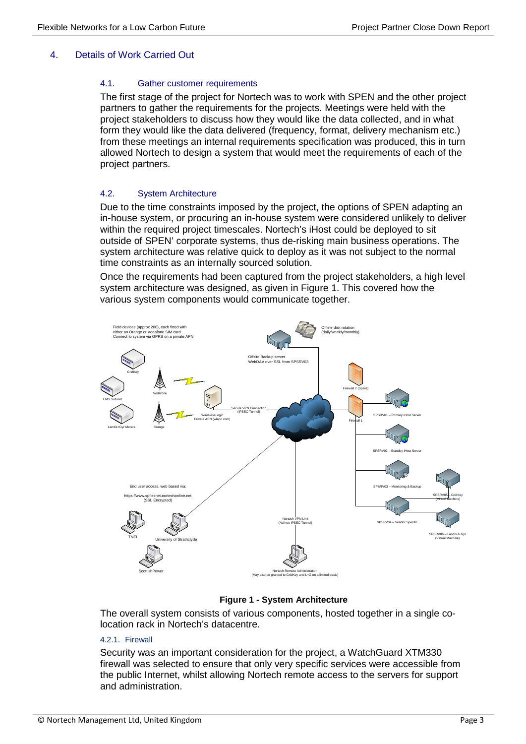## 4. Details of Work Carried Out

### 4.1. Gather customer requirements

The first stage of the project for Nortech was to work with SPEN and the other project partners to gather the requirements for the projects. Meetings were held with the project stakeholders to discuss how they would like the data collected, and in what form they would like the data delivered (frequency, format, delivery mechanism etc.) from these meetings an internal requirements specification was produced, this in turn allowed Nortech to design a system that would meet the requirements of each of the project partners.

### 4.2. System Architecture

Due to the time constraints imposed by the project, the options of SPEN adapting an in-house system, or procuring an in-house system were considered unlikely to deliver within the required project timescales. Nortech's iHost could be deployed to sit outside of SPEN' corporate systems, thus de-risking main business operations. The system architecture was relative quick to deploy as it was not subject to the normal time constraints as an internally sourced solution.

Once the requirements had been captured from the project stakeholders, a high level system architecture was designed, as given in Figure 1. This covered how the various system components would communicate together.

**Figure 1 - System Architecture**

The overall system consists of various components, hosted together in a single co-location rack in Nortech's datacentre.

#### 4.2.1. Firewall

Security was an important consideration for the project, a WatchGuard XTM330 firewall was selected to ensure that only very specific services were accessible from the public Internet, whilst allowing Nortech remote access to the servers for support and administration.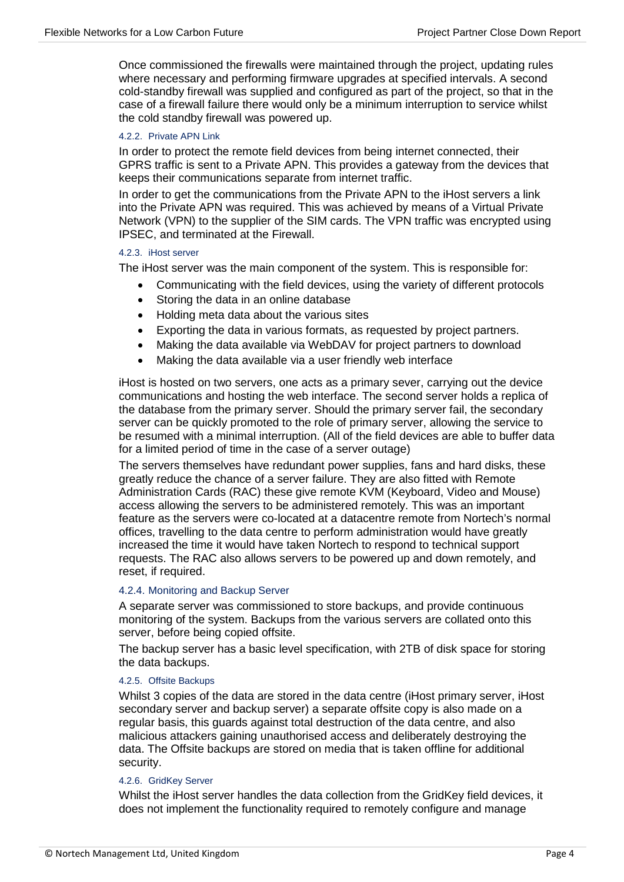Once commissioned the firewalls were maintained through the project, updating rules where necessary and performing firmware upgrades at specified intervals. A second cold-standby firewall was supplied and configured as part of the project, so that in the case of a firewall failure there would only be a minimum interruption to service whilst the cold standby firewall was powered up.

#### 4.2.2. Private APN Link

In order to protect the remote field devices from being internet connected, their GPRS traffic is sent to a Private APN. This provides a gateway from the devices that keeps their communications separate from internet traffic.

In order to get the communications from the Private APN to the iHost servers a link into the Private APN was required. This was achieved by means of a Virtual Private Network (VPN) to the supplier of the SIM cards. The VPN traffic was encrypted using IPSEC, and terminated at the Firewall.

#### 4.2.3. iHost server

The iHost server was the main component of the system. This is responsible for:

- Communicating with the field devices, using the variety of different protocols
- Storing the data in an online database
- Holding meta data about the various sites
- Exporting the data in various formats, as requested by project partners.
- Making the data available via WebDAV for project partners to download
- Making the data available via a user friendly web interface

iHost is hosted on two servers, one acts as a primary sever, carrying out the device communications and hosting the web interface. The second server holds a replica of the database from the primary server. Should the primary server fail, the secondary server can be quickly promoted to the role of primary server, allowing the service to be resumed with a minimal interruption. (All of the field devices are able to buffer data for a limited period of time in the case of a server outage)

The servers themselves have redundant power supplies, fans and hard disks, these greatly reduce the chance of a server failure. They are also fitted with Remote Administration Cards (RAC) these give remote KVM (Keyboard, Video and Mouse) access allowing the servers to be administered remotely. This was an important feature as the servers were co-located at a datacentre remote from Nortech's normal offices, travelling to the data centre to perform administration would have greatly increased the time it would have taken Nortech to respond to technical support requests. The RAC also allows servers to be powered up and down remotely, and reset, if required.

#### 4.2.4. Monitoring and Backup Server

A separate server was commissioned to store backups, and provide continuous monitoring of the system. Backups from the various servers are collated onto this server, before being copied offsite.

The backup server has a basic level specification, with 2TB of disk space for storing the data backups.

#### 4.2.5. Offsite Backups

Whilst 3 copies of the data are stored in the data centre (iHost primary server, iHost secondary server and backup server) a separate offsite copy is also made on a regular basis, this guards against total destruction of the data centre, and also malicious attackers gaining unauthorised access and deliberately destroying the data. The Offsite backups are stored on media that is taken offline for additional security.

#### 4.2.6. GridKey Server

Whilst the iHost server handles the data collection from the GridKey field devices, it does not implement the functionality required to remotely configure and manage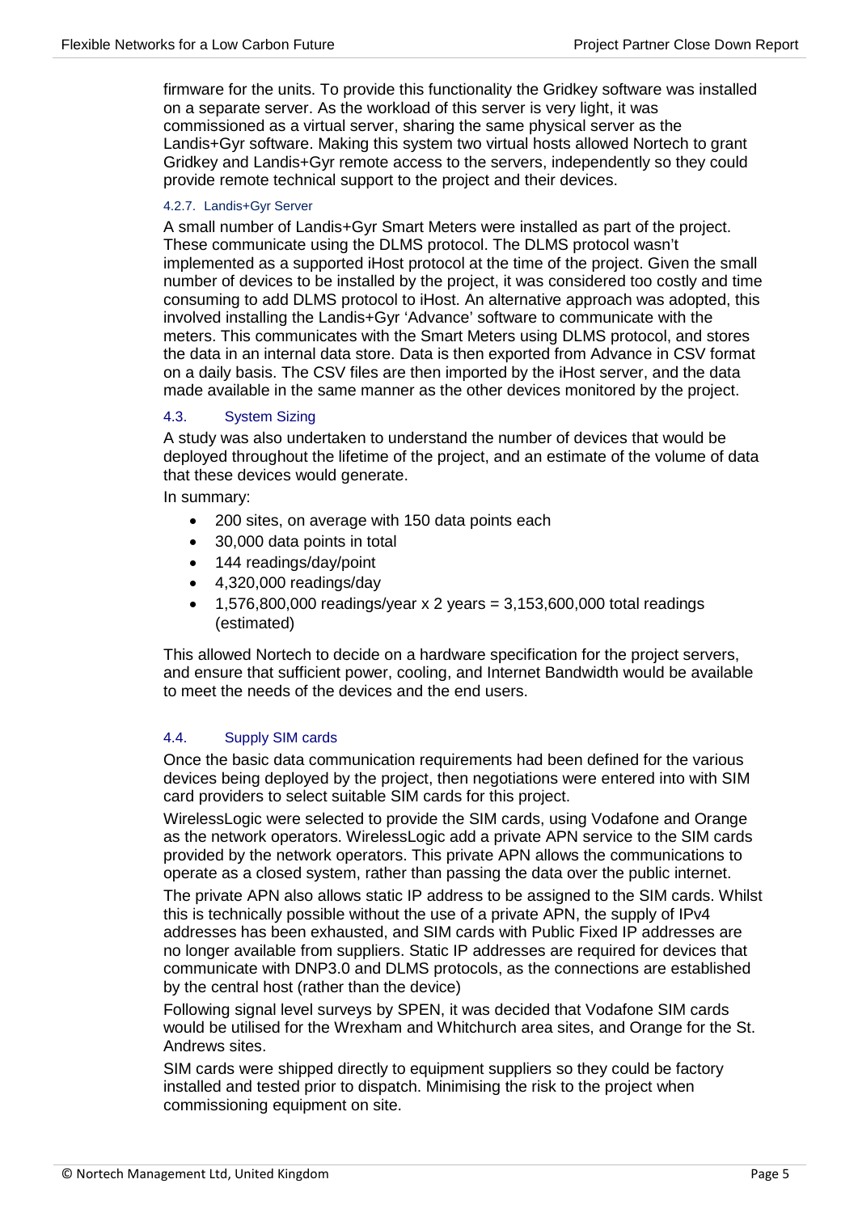firmware for the units. To provide this functionality the Gridkey software was installed on a separate server. As the workload of this server is very light, it was commissioned as a virtual server, sharing the same physical server as the Landis+Gyr software. Making this system two virtual hosts allowed Nortech to grant Gridkey and Landis+Gyr remote access to the servers, independently so they could provide remote technical support to the project and their devices.

#### 4.2.7. Landis+Gyr Server

A small number of Landis+Gyr Smart Meters were installed as part of the project. These communicate using the DLMS protocol. The DLMS protocol wasn't implemented as a supported iHost protocol at the time of the project. Given the small number of devices to be installed by the project, it was considered too costly and time consuming to add DLMS protocol to iHost. An alternative approach was adopted, this involved installing the Landis+Gyr 'Advance' software to communicate with the meters. This communicates with the Smart Meters using DLMS protocol, and stores the data in an internal data store. Data is then exported from Advance in CSV format on a daily basis. The CSV files are then imported by the iHost server, and the data made available in the same manner as the other devices monitored by the project.

### 4.3. System Sizing

A study was also undertaken to understand the number of devices that would be deployed throughout the lifetime of the project, and an estimate of the volume of data that these devices would generate.

In summary:

- 200 sites, on average with 150 data points each
- 30,000 data points in total
- 144 readings/day/point
- 4,320,000 readings/day
- 1,576,800,000 readings/year x 2 years = 3,153,600,000 total readings (estimated)

This allowed Nortech to decide on a hardware specification for the project servers, and ensure that sufficient power, cooling, and Internet Bandwidth would be available to meet the needs of the devices and the end users.

### 4.4. Supply SIM cards

Once the basic data communication requirements had been defined for the various devices being deployed by the project, then negotiations were entered into with SIM card providers to select suitable SIM cards for this project.

WirelessLogic were selected to provide the SIM cards, using Vodafone and Orange as the network operators. WirelessLogic add a private APN service to the SIM cards provided by the network operators. This private APN allows the communications to operate as a closed system, rather than passing the data over the public internet.

The private APN also allows static IP address to be assigned to the SIM cards. Whilst this is technically possible without the use of a private APN, the supply of IPv4 addresses has been exhausted, and SIM cards with Public Fixed IP addresses are no longer available from suppliers. Static IP addresses are required for devices that communicate with DNP3.0 and DLMS protocols, as the connections are established by the central host (rather than the device)

Following signal level surveys by SPEN, it was decided that Vodafone SIM cards would be utilised for the Wrexham and Whitchurch area sites, and Orange for the St. Andrews sites.

SIM cards were shipped directly to equipment suppliers so they could be factory installed and tested prior to dispatch. Minimising the risk to the project when commissioning equipment on site.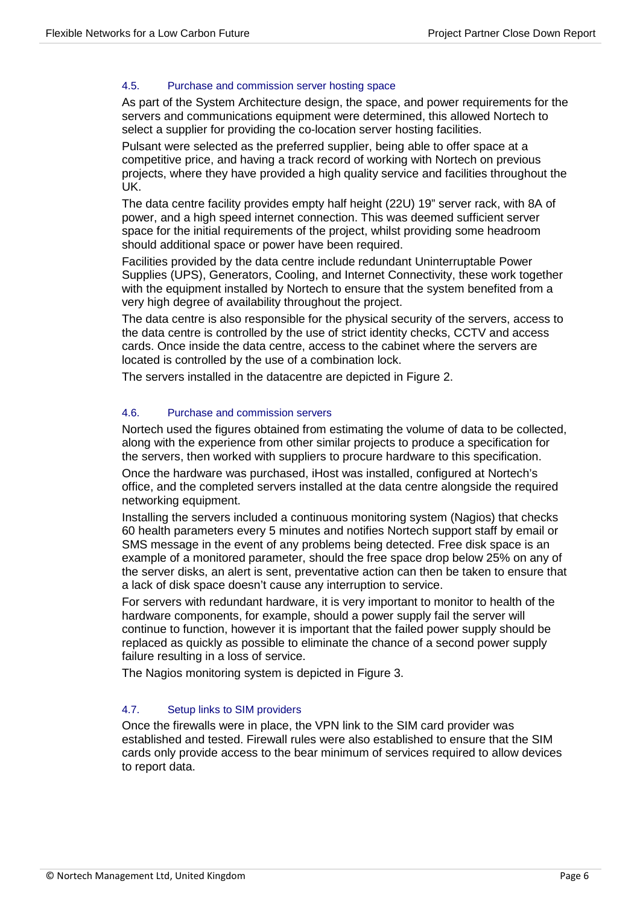### 4.5. Purchase and commission server hosting space

As part of the System Architecture design, the space, and power requirements for the servers and communications equipment were determined, this allowed Nortech to select a supplier for providing the co-location server hosting facilities.

Pulsant were selected as the preferred supplier, being able to offer space at a competitive price, and having a track record of working with Nortech on previous projects, where they have provided a high quality service and facilities throughout the UK.

The data centre facility provides empty half height (22U) 19" server rack, with 8A of power, and a high speed internet connection. This was deemed sufficient server space for the initial requirements of the project, whilst providing some headroom should additional space or power have been required.

Facilities provided by the data centre include redundant Uninterruptable Power Supplies (UPS), Generators, Cooling, and Internet Connectivity, these work together with the equipment installed by Nortech to ensure that the system benefited from a very high degree of availability throughout the project.

The data centre is also responsible for the physical security of the servers, access to the data centre is controlled by the use of strict identity checks, CCTV and access cards. Once inside the data centre, access to the cabinet where the servers are located is controlled by the use of a combination lock.

The servers installed in the datacentre are depicted in Figure 2.

### 4.6. Purchase and commission servers

Nortech used the figures obtained from estimating the volume of data to be collected, along with the experience from other similar projects to produce a specification for the servers, then worked with suppliers to procure hardware to this specification.

Once the hardware was purchased, iHost was installed, configured at Nortech's office, and the completed servers installed at the data centre alongside the required networking equipment.

Installing the servers included a continuous monitoring system (Nagios) that checks 60 health parameters every 5 minutes and notifies Nortech support staff by email or SMS message in the event of any problems being detected. Free disk space is an example of a monitored parameter, should the free space drop below 25% on any of the server disks, an alert is sent, preventative action can then be taken to ensure that a lack of disk space doesn't cause any interruption to service.

For servers with redundant hardware, it is very important to monitor to health of the hardware components, for example, should a power supply fail the server will continue to function, however it is important that the failed power supply should be replaced as quickly as possible to eliminate the chance of a second power supply failure resulting in a loss of service.

The Nagios monitoring system is depicted in Figure 3.

### 4.7. Setup links to SIM providers

Once the firewalls were in place, the VPN link to the SIM card provider was established and tested. Firewall rules were also established to ensure that the SIM cards only provide access to the bear minimum of services required to allow devices to report data.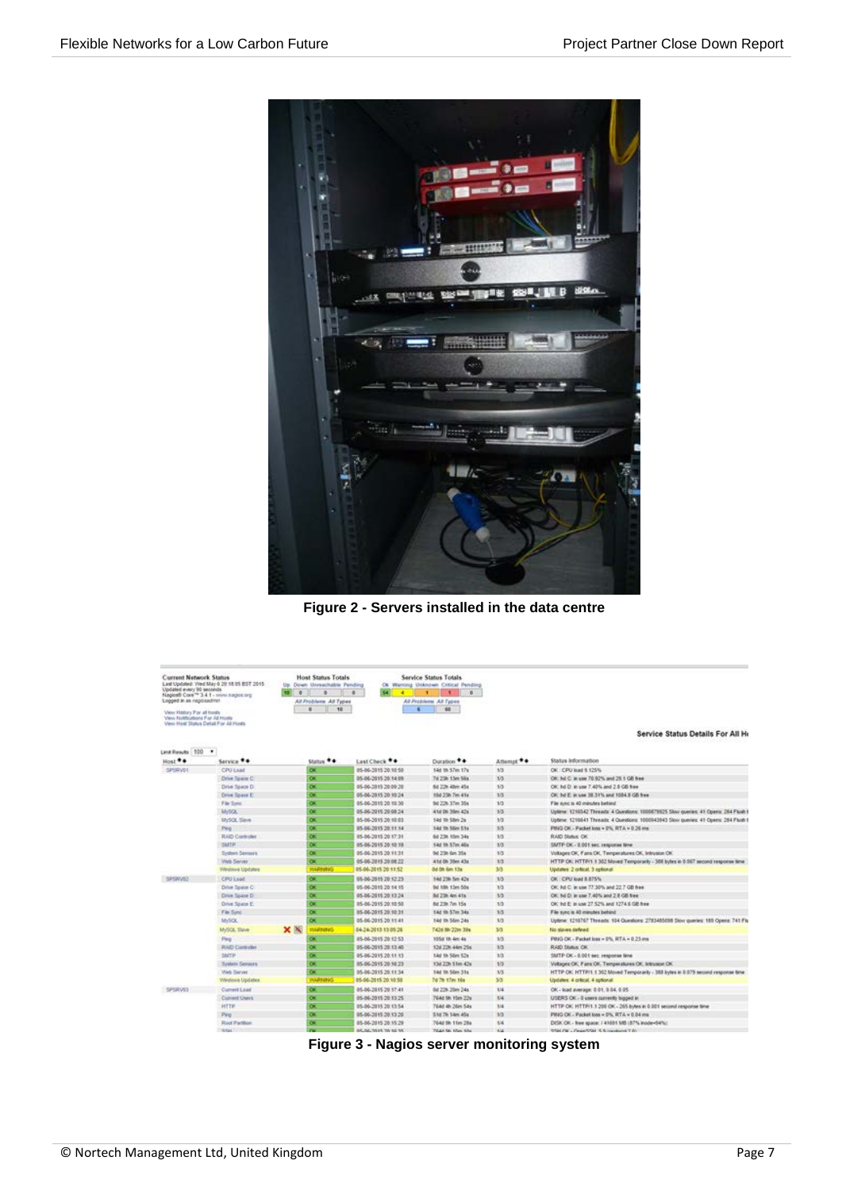Figure 2 - Servers installed in the data centre

Figure 3 - Nagios server monitoring system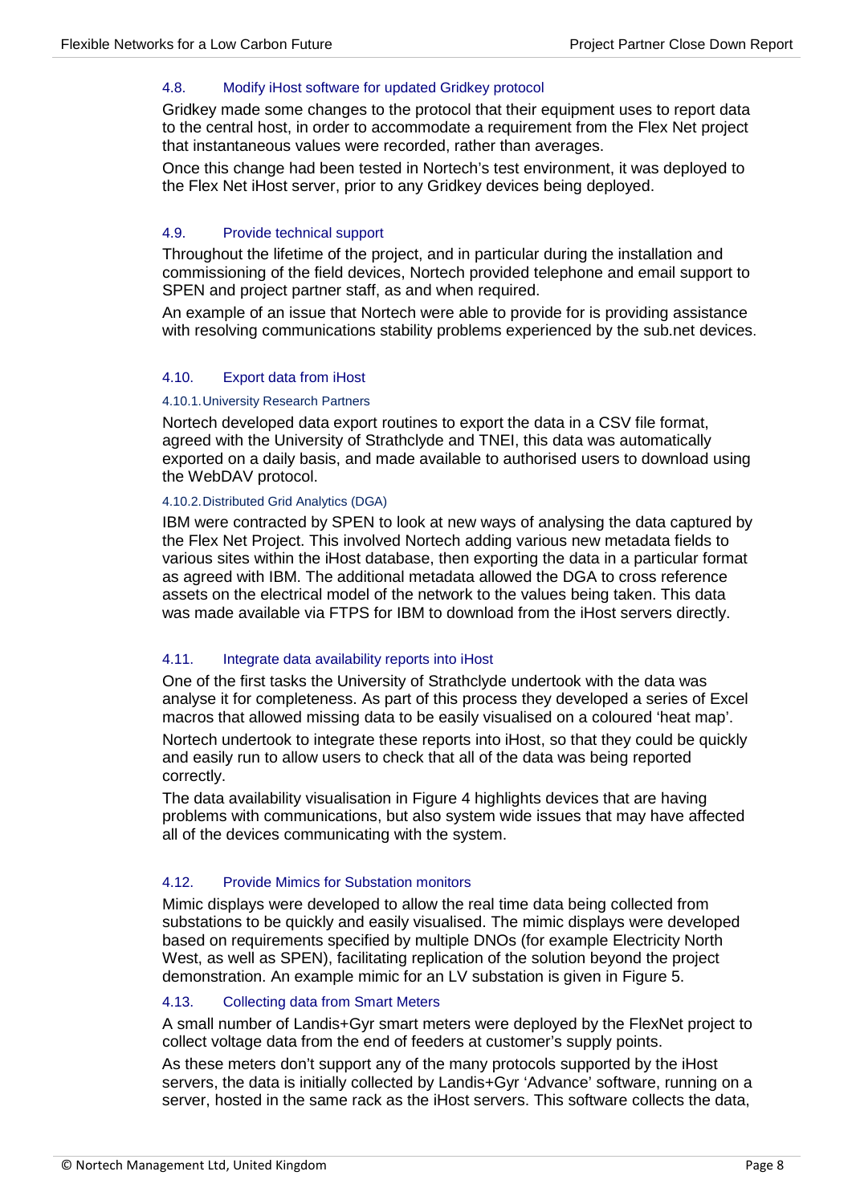### 4.8. Modify iHost software for updated Gridkey protocol

Gridkey made some changes to the protocol that their equipment uses to report data to the central host, in order to accommodate a requirement from the Flex Net project that instantaneous values were recorded, rather than averages.

Once this change had been tested in Nortech's test environment, it was deployed to the Flex Net iHost server, prior to any Gridkey devices being deployed.

### 4.9. Provide technical support

Throughout the lifetime of the project, and in particular during the installation and commissioning of the field devices, Nortech provided telephone and email support to SPEN and project partner staff, as and when required.

An example of an issue that Nortech were able to provide for is providing assistance with resolving communications stability problems experienced by the sub.net devices.

### 4.10. Export data from iHost

#### 4.10.1. University Research Partners

Nortech developed data export routines to export the data in a CSV file format, agreed with the University of Strathclyde and TNEI, this data was automatically exported on a daily basis, and made available to authorised users to download using the WebDAV protocol.

#### 4.10.2. Distributed Grid Analytics (DGA)

IBM were contracted by SPEN to look at new ways of analysing the data captured by the Flex Net Project. This involved Nortech adding various new metadata fields to various sites within the iHost database, then exporting the data in a particular format as agreed with IBM. The additional metadata allowed the DGA to cross reference assets on the electrical model of the network to the values being taken. This data was made available via FTPS for IBM to download from the iHost servers directly.

### 4.11. Integrate data availability reports into iHost

One of the first tasks the University of Strathclyde undertook with the data was analyse it for completeness. As part of this process they developed a series of Excel macros that allowed missing data to be easily visualised on a coloured 'heat map'.

Nortech undertook to integrate these reports into iHost, so that they could be quickly and easily run to allow users to check that all of the data was being reported correctly.

The data availability visualisation in Figure 4 highlights devices that are having problems with communications, but also system wide issues that may have affected all of the devices communicating with the system.

### 4.12. Provide Mimics for Substation monitors

Mimic displays were developed to allow the real time data being collected from substations to be quickly and easily visualised. The mimic displays were developed based on requirements specified by multiple DNOs (for example Electricity North West, as well as SPEN), facilitating replication of the solution beyond the project demonstration. An example mimic for an LV substation is given in Figure 5.

### 4.13. Collecting data from Smart Meters

A small number of Landis+Gyr smart meters were deployed by the FlexNet project to collect voltage data from the end of feeders at customer's supply points.

As these meters don't support any of the many protocols supported by the iHost servers, the data is initially collected by Landis+Gyr 'Advance' software, running on a server, hosted in the same rack as the iHost servers. This software collects the data,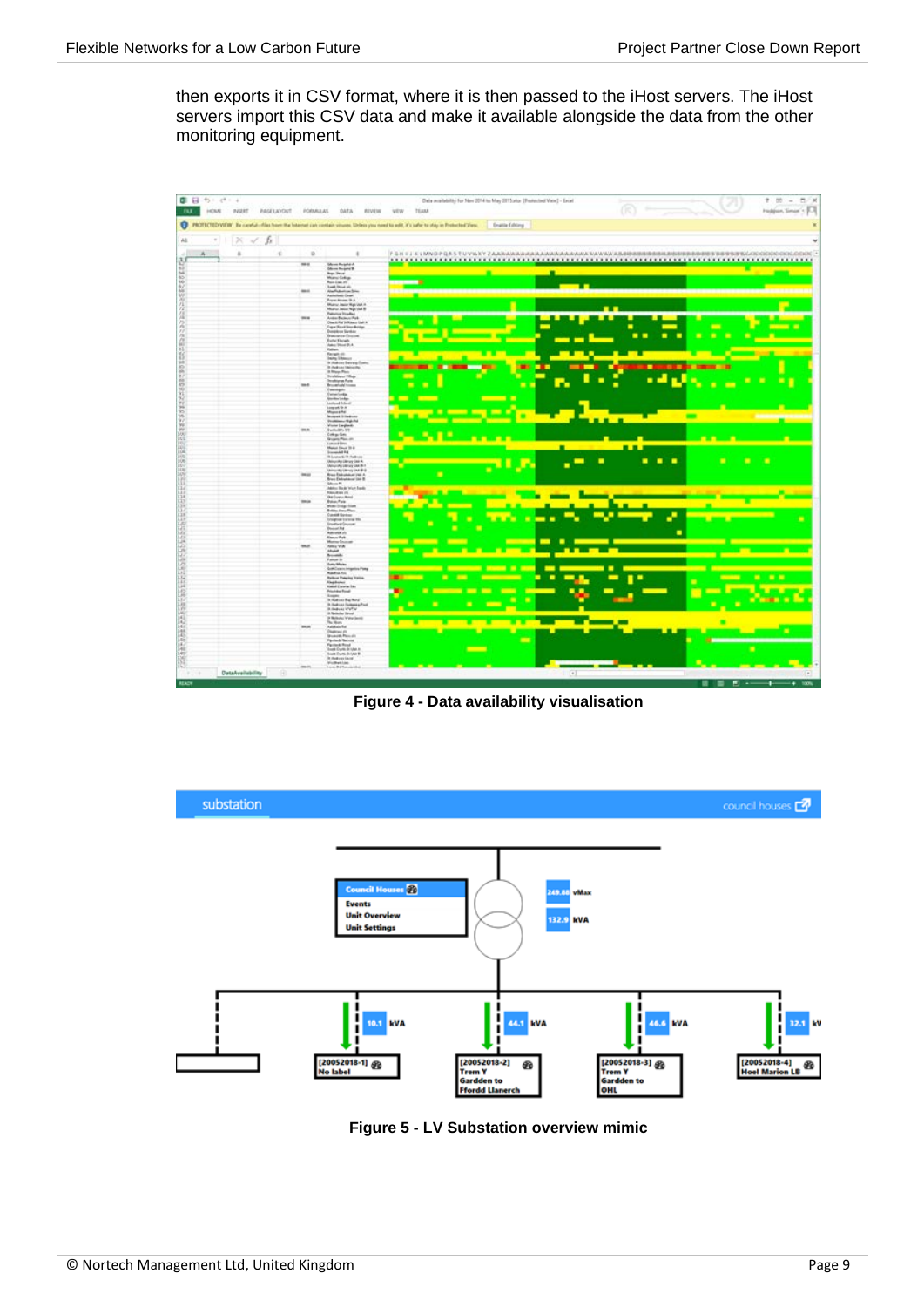then exports it in CSV format, where it is then passed to the iHost servers. The iHost servers import this CSV data and make it available alongside the data from the other monitoring equipment.

**Figure 4 - Data availability visualisation**

**Figure 5 - LV Substation overview mimic**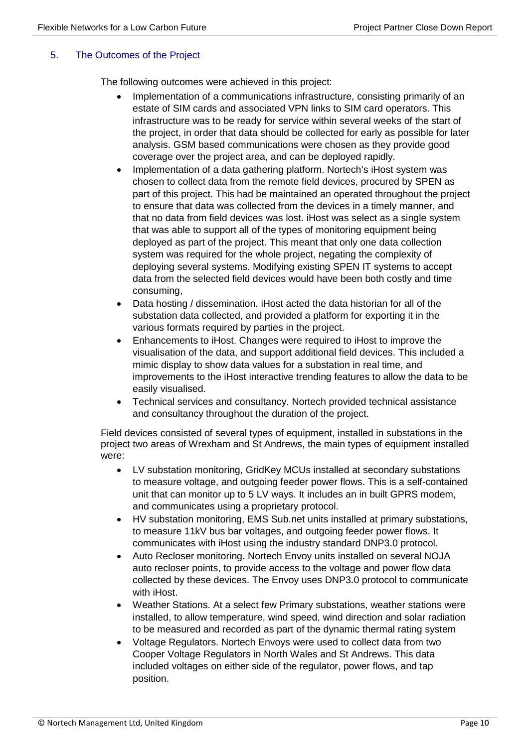## 5. The Outcomes of the Project

The following outcomes were achieved in this project:

- Implementation of a communications infrastructure, consisting primarily of an estate of SIM cards and associated VPN links to SIM card operators. This infrastructure was to be ready for service within several weeks of the start of the project, in order that data should be collected for early as possible for later analysis. GSM based communications were chosen as they provide good coverage over the project area, and can be deployed rapidly.
- Implementation of a data gathering platform. Nortech's iHost system was chosen to collect data from the remote field devices, procured by SPEN as part of this project. This had be maintained an operated throughout the project to ensure that data was collected from the devices in a timely manner, and that no data from field devices was lost. iHost was select as a single system that was able to support all of the types of monitoring equipment being deployed as part of the project. This meant that only one data collection system was required for the whole project, negating the complexity of deploying several systems. Modifying existing SPEN IT systems to accept data from the selected field devices would have been both costly and time consuming,
- Data hosting / dissemination. iHost acted the data historian for all of the substation data collected, and provided a platform for exporting it in the various formats required by parties in the project.
- Enhancements to iHost. Changes were required to iHost to improve the visualisation of the data, and support additional field devices. This included a mimic display to show data values for a substation in real time, and improvements to the iHost interactive trending features to allow the data to be easily visualised.
- Technical services and consultancy. Nortech provided technical assistance and consultancy throughout the duration of the project.

Field devices consisted of several types of equipment, installed in substations in the project two areas of Wrexham and St Andrews, the main types of equipment installed were:

- LV substation monitoring, GridKey MCUs installed at secondary substations to measure voltage, and outgoing feeder power flows. This is a self-contained unit that can monitor up to 5 LV ways. It includes an in built GPRS modem, and communicates using a proprietary protocol.
- HV substation monitoring, EMS Sub.net units installed at primary substations, to measure 11kV bus bar voltages, and outgoing feeder power flows. It communicates with iHost using the industry standard DNP3.0 protocol.
- Auto Recloser monitoring. Nortech Envoy units installed on several NOJA auto recloser points, to provide access to the voltage and power flow data collected by these devices. The Envoy uses DNP3.0 protocol to communicate with iHost.
- Weather Stations. At a select few Primary substations, weather stations were installed, to allow temperature, wind speed, wind direction and solar radiation to be measured and recorded as part of the dynamic thermal rating system
- Voltage Regulators. Nortech Envoys were used to collect data from two Cooper Voltage Regulators in North Wales and St Andrews. This data included voltages on either side of the regulator, power flows, and tap position.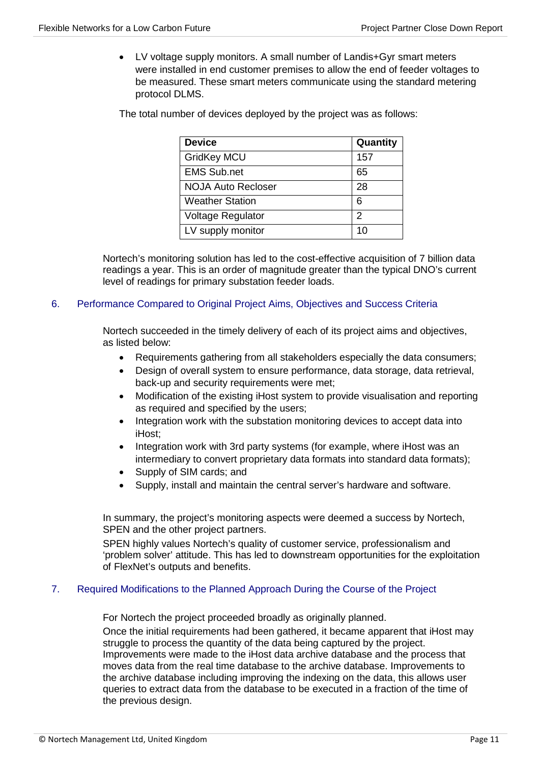- LV voltage supply monitors. A small number of Landis+Gyr smart meters were installed in end customer premises to allow the end of feeder voltages to be measured. These smart meters communicate using the standard metering protocol DLMS.

The total number of devices deployed by the project was as follows:

| Device | Quantity |
|---|---|
| GridKey MCU | 157 |
| EMS Sub.net | 65 |
| NOJA Auto Recloser | 28 |
| Weather Station | 6 |
| Voltage Regulator | 2 |
| LV supply monitor | 10 |

Nortech's monitoring solution has led to the cost-effective acquisition of 7 billion data readings a year. This is an order of magnitude greater than the typical DNO's current level of readings for primary substation feeder loads.

## 6. Performance Compared to Original Project Aims, Objectives and Success Criteria

Nortech succeeded in the timely delivery of each of its project aims and objectives, as listed below:

- Requirements gathering from all stakeholders especially the data consumers;
- Design of overall system to ensure performance, data storage, data retrieval, back-up and security requirements were met;
- Modification of the existing iHost system to provide visualisation and reporting as required and specified by the users;
- Integration work with the substation monitoring devices to accept data into iHost;
- Integration work with 3rd party systems (for example, where iHost was an intermediary to convert proprietary data formats into standard data formats);
- Supply of SIM cards; and
- Supply, install and maintain the central server's hardware and software.

In summary, the project's monitoring aspects were deemed a success by Nortech, SPEN and the other project partners.

SPEN highly values Nortech's quality of customer service, professionalism and 'problem solver' attitude. This has led to downstream opportunities for the exploitation of FlexNet's outputs and benefits.

## 7. Required Modifications to the Planned Approach During the Course of the Project

For Nortech the project proceeded broadly as originally planned.

Once the initial requirements had been gathered, it became apparent that iHost may struggle to process the quantity of the data being captured by the project. Improvements were made to the iHost data archive database and the process that moves data from the real time database to the archive database. Improvements to the archive database including improving the indexing on the data, this allows user queries to extract data from the database to be executed in a fraction of the time of the previous design.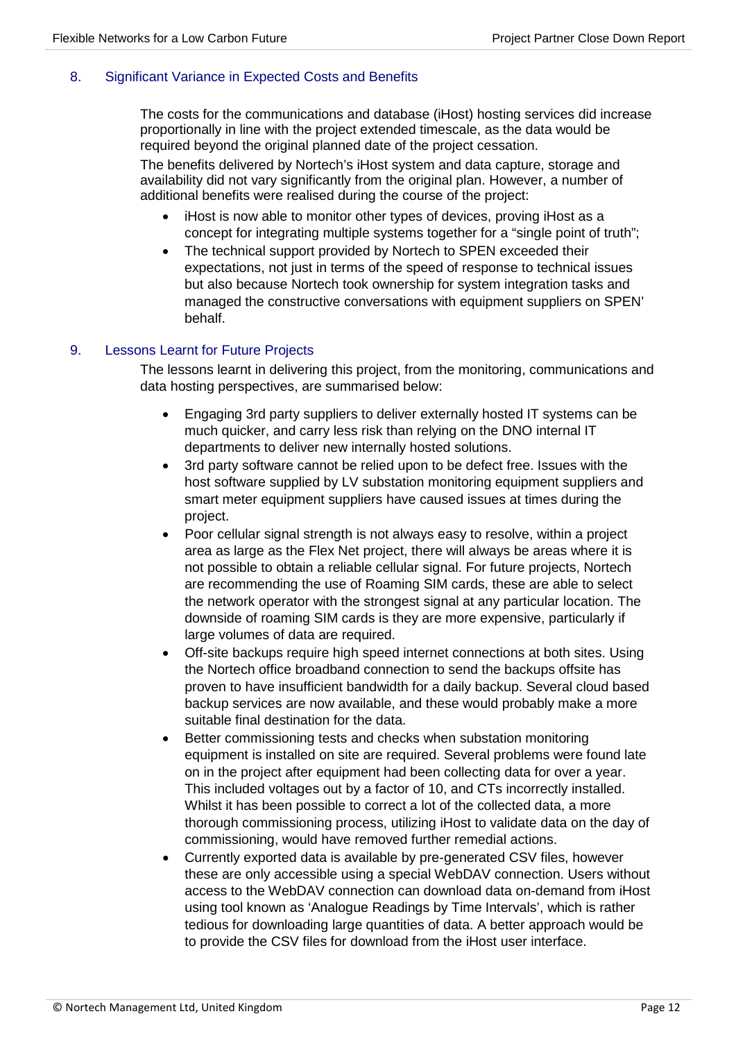## 8. Significant Variance in Expected Costs and Benefits

The costs for the communications and database (iHost) hosting services did increase proportionally in line with the project extended timescale, as the data would be required beyond the original planned date of the project cessation.

The benefits delivered by Nortech's iHost system and data capture, storage and availability did not vary significantly from the original plan. However, a number of additional benefits were realised during the course of the project:

- iHost is now able to monitor other types of devices, proving iHost as a concept for integrating multiple systems together for a "single point of truth";
- The technical support provided by Nortech to SPEN exceeded their expectations, not just in terms of the speed of response to technical issues but also because Nortech took ownership for system integration tasks and managed the constructive conversations with equipment suppliers on SPEN' behalf.

## 9. Lessons Learnt for Future Projects

The lessons learnt in delivering this project, from the monitoring, communications and data hosting perspectives, are summarised below:

- Engaging 3rd party suppliers to deliver externally hosted IT systems can be much quicker, and carry less risk than relying on the DNO internal IT departments to deliver new internally hosted solutions.
- 3rd party software cannot be relied upon to be defect free. Issues with the host software supplied by LV substation monitoring equipment suppliers and smart meter equipment suppliers have caused issues at times during the project.
- Poor cellular signal strength is not always easy to resolve, within a project area as large as the Flex Net project, there will always be areas where it is not possible to obtain a reliable cellular signal. For future projects, Nortech are recommending the use of Roaming SIM cards, these are able to select the network operator with the strongest signal at any particular location. The downside of roaming SIM cards is they are more expensive, particularly if large volumes of data are required.
- Off-site backups require high speed internet connections at both sites. Using the Nortech office broadband connection to send the backups offsite has proven to have insufficient bandwidth for a daily backup. Several cloud based backup services are now available, and these would probably make a more suitable final destination for the data.
- Better commissioning tests and checks when substation monitoring equipment is installed on site are required. Several problems were found late on in the project after equipment had been collecting data for over a year. This included voltages out by a factor of 10, and CTs incorrectly installed. Whilst it has been possible to correct a lot of the collected data, a more thorough commissioning process, utilizing iHost to validate data on the day of commissioning, would have removed further remedial actions.
- Currently exported data is available by pre-generated CSV files, however these are only accessible using a special WebDAV connection. Users without access to the WebDAV connection can download data on-demand from iHost using tool known as 'Analogue Readings by Time Intervals', which is rather tedious for downloading large quantities of data. A better approach would be to provide the CSV files for download from the iHost user interface.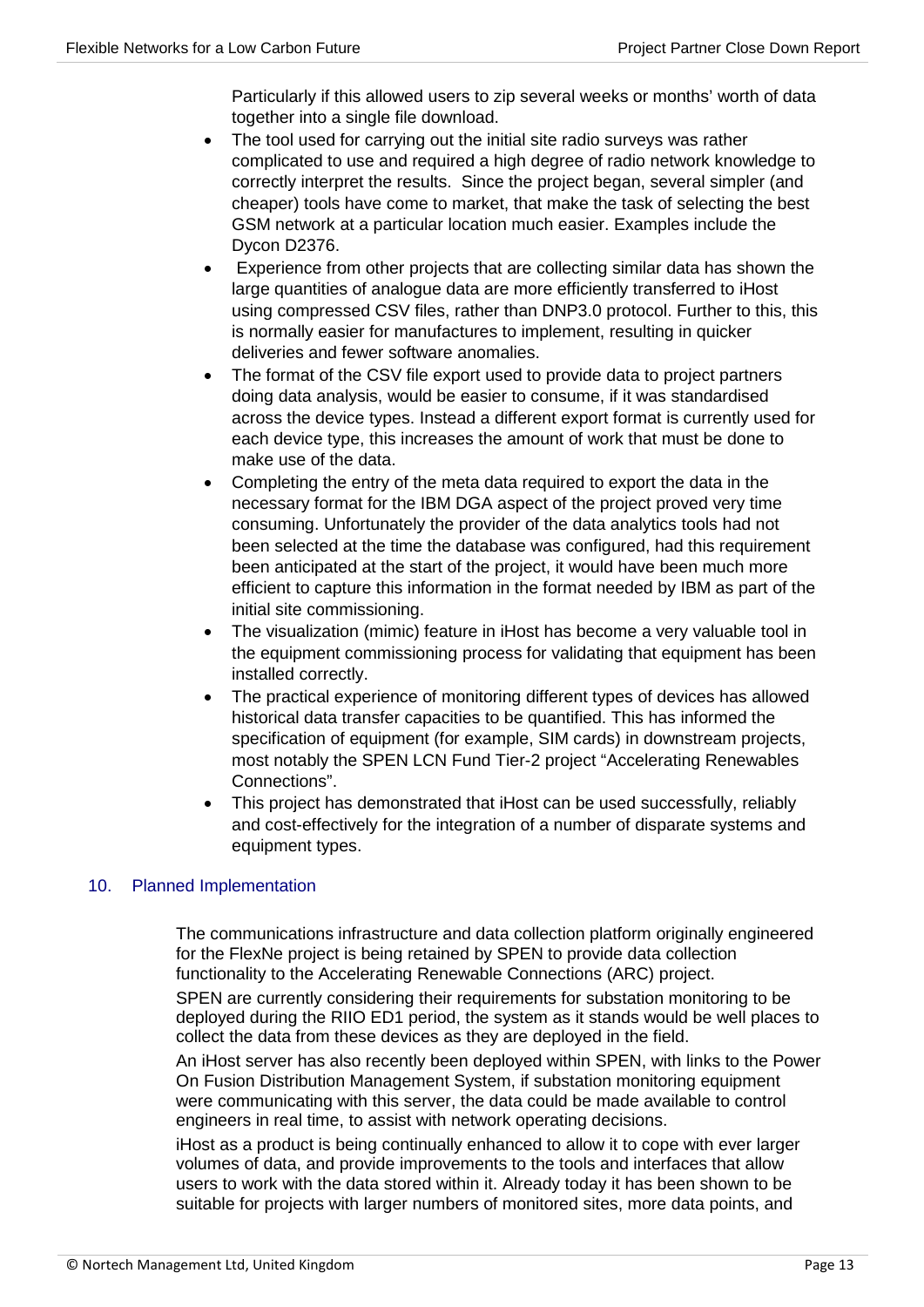Particularly if this allowed users to zip several weeks or months' worth of data together into a single file download.

- The tool used for carrying out the initial site radio surveys was rather complicated to use and required a high degree of radio network knowledge to correctly interpret the results. Since the project began, several simpler (and cheaper) tools have come to market, that make the task of selecting the best GSM network at a particular location much easier. Examples include the Dycon D2376.
- Experience from other projects that are collecting similar data has shown the large quantities of analogue data are more efficiently transferred to iHost using compressed CSV files, rather than DNP3.0 protocol. Further to this, this is normally easier for manufactures to implement, resulting in quicker deliveries and fewer software anomalies.
- The format of the CSV file export used to provide data to project partners doing data analysis, would be easier to consume, if it was standardised across the device types. Instead a different export format is currently used for each device type, this increases the amount of work that must be done to make use of the data.
- Completing the entry of the meta data required to export the data in the necessary format for the IBM DGA aspect of the project proved very time consuming. Unfortunately the provider of the data analytics tools had not been selected at the time the database was configured, had this requirement been anticipated at the start of the project, it would have been much more efficient to capture this information in the format needed by IBM as part of the initial site commissioning.
- The visualization (mimic) feature in iHost has become a very valuable tool in the equipment commissioning process for validating that equipment has been installed correctly.
- The practical experience of monitoring different types of devices has allowed historical data transfer capacities to be quantified. This has informed the specification of equipment (for example, SIM cards) in downstream projects, most notably the SPEN LCN Fund Tier-2 project "Accelerating Renewables Connections".
- This project has demonstrated that iHost can be used successfully, reliably and cost-effectively for the integration of a number of disparate systems and equipment types.

## 10. Planned Implementation

The communications infrastructure and data collection platform originally engineered for the FlexNe project is being retained by SPEN to provide data collection functionality to the Accelerating Renewable Connections (ARC) project.

SPEN are currently considering their requirements for substation monitoring to be deployed during the RIIO ED1 period, the system as it stands would be well places to collect the data from these devices as they are deployed in the field.

An iHost server has also recently been deployed within SPEN, with links to the Power On Fusion Distribution Management System, if substation monitoring equipment were communicating with this server, the data could be made available to control engineers in real time, to assist with network operating decisions.

iHost as a product is being continually enhanced to allow it to cope with ever larger volumes of data, and provide improvements to the tools and interfaces that allow users to work with the data stored within it. Already today it has been shown to be suitable for projects with larger numbers of monitored sites, more data points, and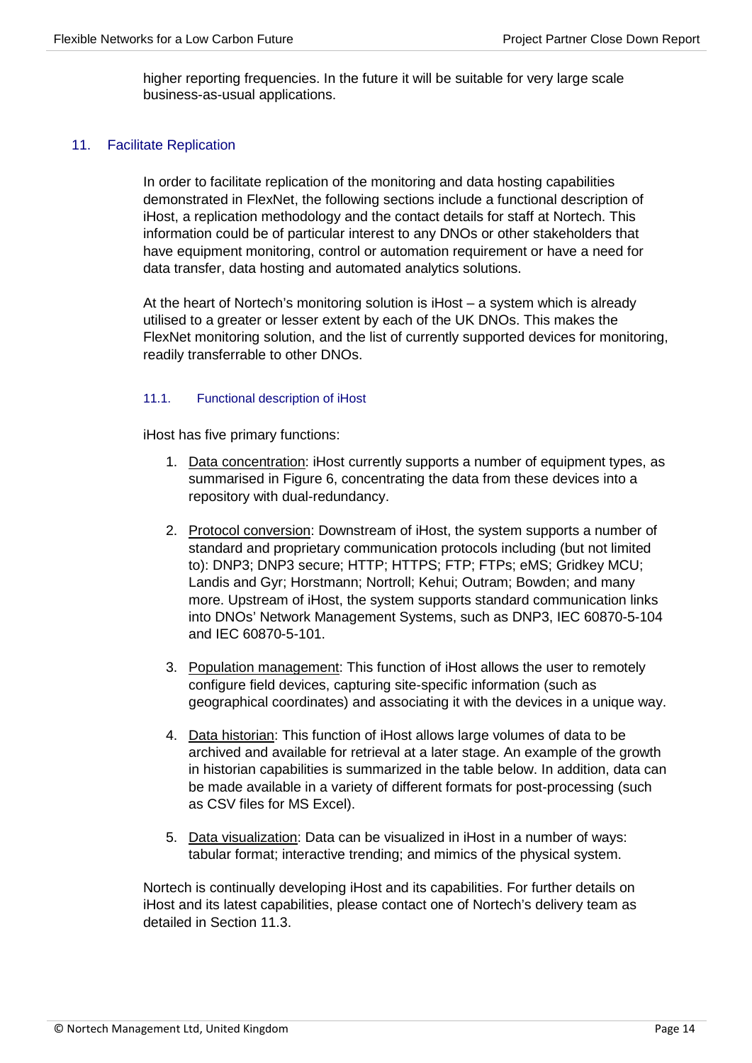higher reporting frequencies. In the future it will be suitable for very large scale business-as-usual applications.

## 11. Facilitate Replication

In order to facilitate replication of the monitoring and data hosting capabilities demonstrated in FlexNet, the following sections include a functional description of iHost, a replication methodology and the contact details for staff at Nortech. This information could be of particular interest to any DNOs or other stakeholders that have equipment monitoring, control or automation requirement or have a need for data transfer, data hosting and automated analytics solutions.

At the heart of Nortech's monitoring solution is iHost – a system which is already utilised to a greater or lesser extent by each of the UK DNOs. This makes the FlexNet monitoring solution, and the list of currently supported devices for monitoring, readily transferrable to other DNOs.

### 11.1. Functional description of iHost

iHost has five primary functions:

1. Data concentration: iHost currently supports a number of equipment types, as summarised in Figure 6, concentrating the data from these devices into a repository with dual-redundancy.

2. Protocol conversion: Downstream of iHost, the system supports a number of standard and proprietary communication protocols including (but not limited to): DNP3; DNP3 secure; HTTP; HTTPS; FTP; FTPs; eMS; Gridkey MCU; Landis and Gyr; Horstmann; Nortroll; Kehui; Outram; Bowden; and many more. Upstream of iHost, the system supports standard communication links into DNOs' Network Management Systems, such as DNP3, IEC 60870-5-104 and IEC 60870-5-101.

3. Population management: This function of iHost allows the user to remotely configure field devices, capturing site-specific information (such as geographical coordinates) and associating it with the devices in a unique way.

4. Data historian: This function of iHost allows large volumes of data to be archived and available for retrieval at a later stage. An example of the growth in historian capabilities is summarized in the table below. In addition, data can be made available in a variety of different formats for post-processing (such as CSV files for MS Excel).

5. Data visualization: Data can be visualized in iHost in a number of ways: tabular format; interactive trending; and mimics of the physical system.

Nortech is continually developing iHost and its capabilities. For further details on iHost and its latest capabilities, please contact one of Nortech's delivery team as detailed in Section 11.3.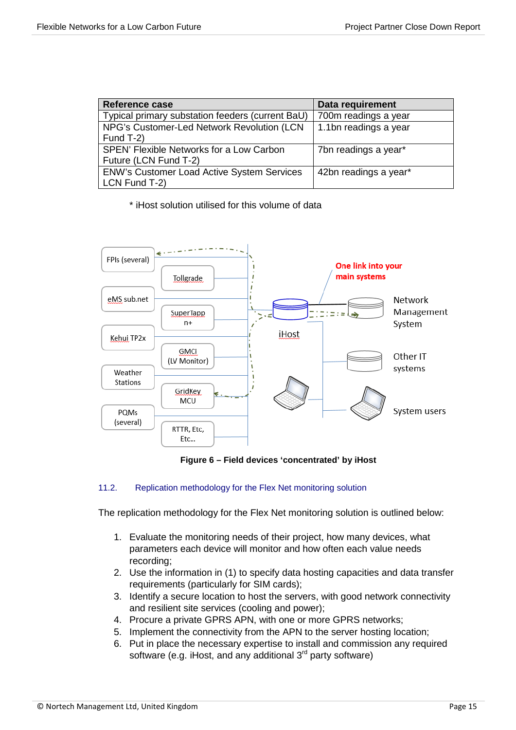| Reference case | Data requirement |
|---|---|
| Typical primary substation feeders (current BaU) | 700m readings a year |
| NPG's Customer-Led Network Revolution (LCN Fund T-2) | 1.1bn readings a year |
| SPEN' Flexible Networks for a Low Carbon Future (LCN Fund T-2) | 7bn readings a year* |
| ENW's Customer Load Active System Services LCN Fund T-2) | 42bn readings a year* |

\* iHost solution utilised for this volume of data

**Figure 6 – Field devices 'concentrated' by iHost**

### 11.2. Replication methodology for the Flex Net monitoring solution

The replication methodology for the Flex Net monitoring solution is outlined below:

1. Evaluate the monitoring needs of their project, how many devices, what parameters each device will monitor and how often each value needs recording;
2. Use the information in (1) to specify data hosting capacities and data transfer requirements (particularly for SIM cards);
3. Identify a secure location to host the servers, with good network connectivity and resilient site services (cooling and power);
4. Procure a private GPRS APN, with one or more GPRS networks;
5. Implement the connectivity from the APN to the server hosting location;
6. Put in place the necessary expertise to install and commission any required software (e.g. iHost, and any additional 3rd party software)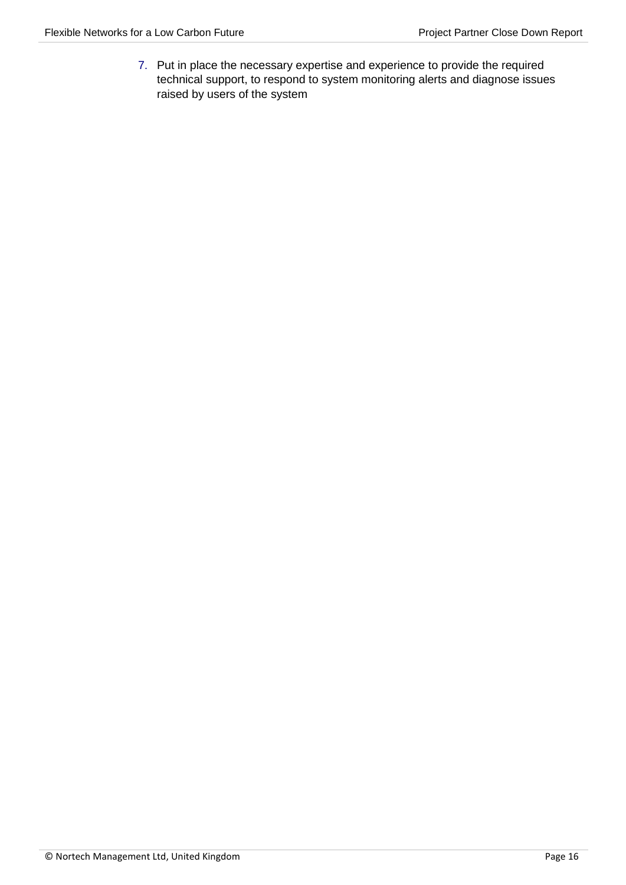7. Put in place the necessary expertise and experience to provide the required technical support, to respond to system monitoring alerts and diagnose issues raised by users of the system